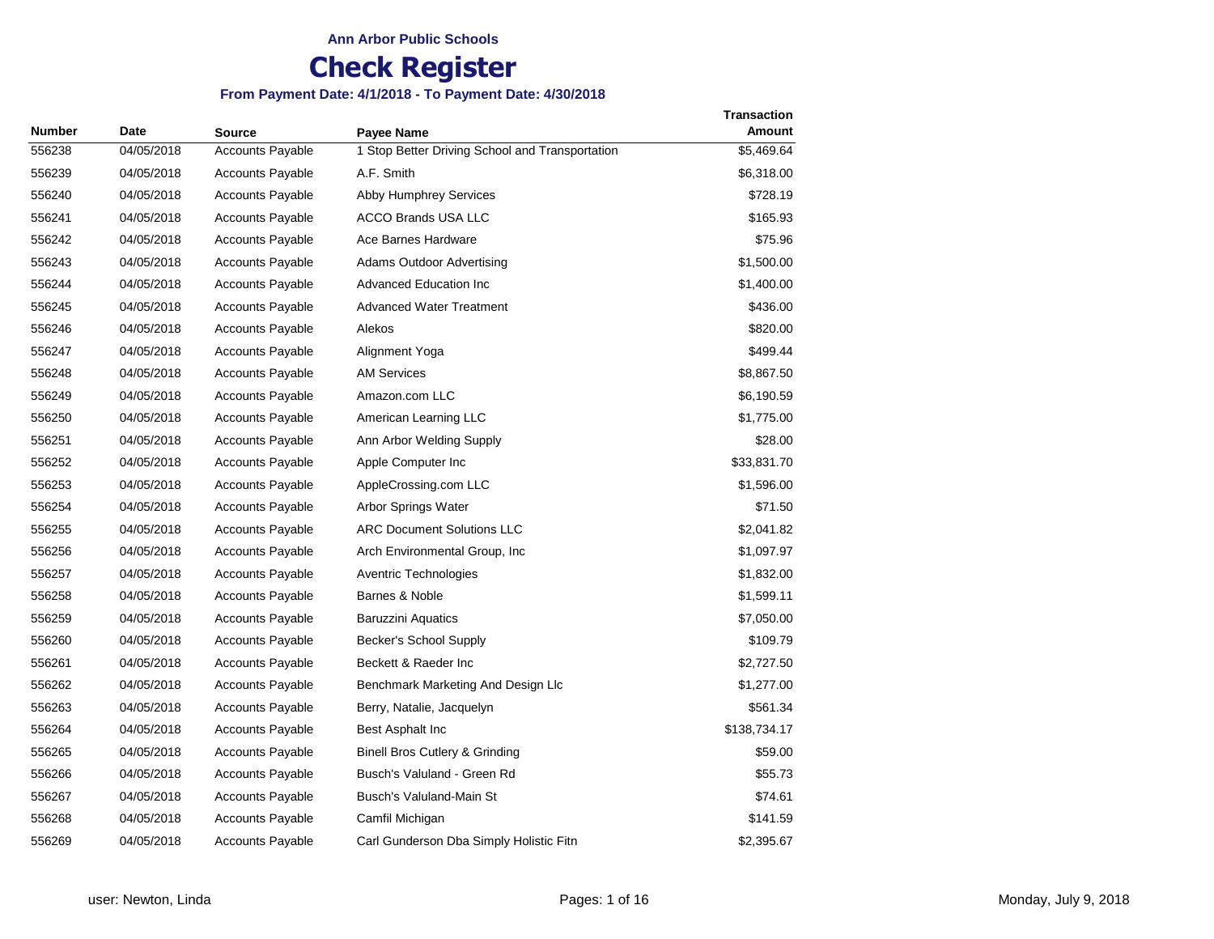Ann Arbor Public Schools

# Check Register

**From Payment Date: 4/1/2018 - To Payment Date: 4/30/2018**

| Number | Date | Source | Payee Name | Transaction Amount |
|---|---|---|---|---|
| 556238 | 04/05/2018 | Accounts Payable | 1 Stop Better Driving School and Transportation | $5,469.64 |
| 556239 | 04/05/2018 | Accounts Payable | A.F. Smith | $6,318.00 |
| 556240 | 04/05/2018 | Accounts Payable | Abby Humphrey Services | $728.19 |
| 556241 | 04/05/2018 | Accounts Payable | ACCO Brands USA LLC | $165.93 |
| 556242 | 04/05/2018 | Accounts Payable | Ace Barnes Hardware | $75.96 |
| 556243 | 04/05/2018 | Accounts Payable | Adams Outdoor Advertising | $1,500.00 |
| 556244 | 04/05/2018 | Accounts Payable | Advanced Education Inc | $1,400.00 |
| 556245 | 04/05/2018 | Accounts Payable | Advanced Water Treatment | $436.00 |
| 556246 | 04/05/2018 | Accounts Payable | Alekos | $820.00 |
| 556247 | 04/05/2018 | Accounts Payable | Alignment Yoga | $499.44 |
| 556248 | 04/05/2018 | Accounts Payable | AM Services | $8,867.50 |
| 556249 | 04/05/2018 | Accounts Payable | Amazon.com LLC | $6,190.59 |
| 556250 | 04/05/2018 | Accounts Payable | American Learning LLC | $1,775.00 |
| 556251 | 04/05/2018 | Accounts Payable | Ann Arbor Welding Supply | $28.00 |
| 556252 | 04/05/2018 | Accounts Payable | Apple Computer Inc | $33,831.70 |
| 556253 | 04/05/2018 | Accounts Payable | AppleCrossing.com LLC | $1,596.00 |
| 556254 | 04/05/2018 | Accounts Payable | Arbor Springs Water | $71.50 |
| 556255 | 04/05/2018 | Accounts Payable | ARC Document Solutions LLC | $2,041.82 |
| 556256 | 04/05/2018 | Accounts Payable | Arch Environmental Group, Inc | $1,097.97 |
| 556257 | 04/05/2018 | Accounts Payable | Aventric Technologies | $1,832.00 |
| 556258 | 04/05/2018 | Accounts Payable | Barnes & Noble | $1,599.11 |
| 556259 | 04/05/2018 | Accounts Payable | Baruzzini Aquatics | $7,050.00 |
| 556260 | 04/05/2018 | Accounts Payable | Becker's School Supply | $109.79 |
| 556261 | 04/05/2018 | Accounts Payable | Beckett & Raeder Inc | $2,727.50 |
| 556262 | 04/05/2018 | Accounts Payable | Benchmark Marketing And Design Llc | $1,277.00 |
| 556263 | 04/05/2018 | Accounts Payable | Berry, Natalie, Jacquelyn | $561.34 |
| 556264 | 04/05/2018 | Accounts Payable | Best Asphalt Inc | $138,734.17 |
| 556265 | 04/05/2018 | Accounts Payable | Binell Bros Cutlery & Grinding | $59.00 |
| 556266 | 04/05/2018 | Accounts Payable | Busch's Valuland - Green Rd | $55.73 |
| 556267 | 04/05/2018 | Accounts Payable | Busch's Valuland-Main St | $74.61 |
| 556268 | 04/05/2018 | Accounts Payable | Camfil Michigan | $141.59 |
| 556269 | 04/05/2018 | Accounts Payable | Carl Gunderson Dba Simply Holistic Fitn | $2,395.67 |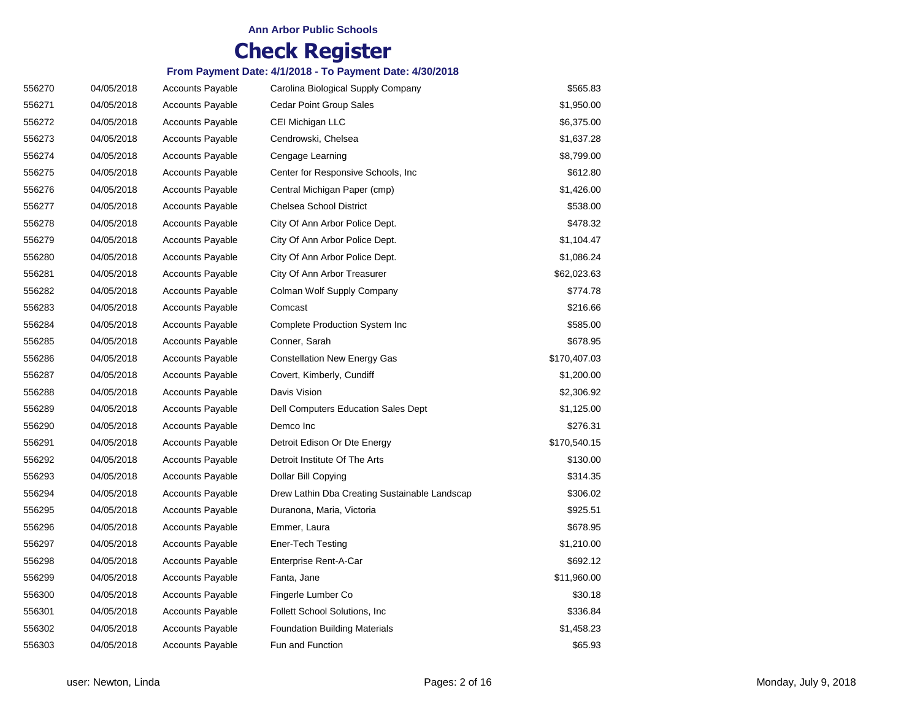**Ann Arbor Public Schools**

# Check Register

**From Payment Date: 4/1/2018 - To Payment Date: 4/30/2018**

| | | | | |
|---|---|---|---|---|
| 556270 | 04/05/2018 | Accounts Payable | Carolina Biological Supply Company | $565.83 |
| 556271 | 04/05/2018 | Accounts Payable | Cedar Point Group Sales | $1,950.00 |
| 556272 | 04/05/2018 | Accounts Payable | CEI Michigan LLC | $6,375.00 |
| 556273 | 04/05/2018 | Accounts Payable | Cendrowski, Chelsea | $1,637.28 |
| 556274 | 04/05/2018 | Accounts Payable | Cengage Learning | $8,799.00 |
| 556275 | 04/05/2018 | Accounts Payable | Center for Responsive Schools, Inc | $612.80 |
| 556276 | 04/05/2018 | Accounts Payable | Central Michigan Paper (cmp) | $1,426.00 |
| 556277 | 04/05/2018 | Accounts Payable | Chelsea School District | $538.00 |
| 556278 | 04/05/2018 | Accounts Payable | City Of Ann Arbor Police Dept. | $478.32 |
| 556279 | 04/05/2018 | Accounts Payable | City Of Ann Arbor Police Dept. | $1,104.47 |
| 556280 | 04/05/2018 | Accounts Payable | City Of Ann Arbor Police Dept. | $1,086.24 |
| 556281 | 04/05/2018 | Accounts Payable | City Of Ann Arbor Treasurer | $62,023.63 |
| 556282 | 04/05/2018 | Accounts Payable | Colman Wolf Supply Company | $774.78 |
| 556283 | 04/05/2018 | Accounts Payable | Comcast | $216.66 |
| 556284 | 04/05/2018 | Accounts Payable | Complete Production System Inc | $585.00 |
| 556285 | 04/05/2018 | Accounts Payable | Conner, Sarah | $678.95 |
| 556286 | 04/05/2018 | Accounts Payable | Constellation New Energy Gas | $170,407.03 |
| 556287 | 04/05/2018 | Accounts Payable | Covert, Kimberly, Cundiff | $1,200.00 |
| 556288 | 04/05/2018 | Accounts Payable | Davis Vision | $2,306.92 |
| 556289 | 04/05/2018 | Accounts Payable | Dell Computers Education Sales Dept | $1,125.00 |
| 556290 | 04/05/2018 | Accounts Payable | Demco Inc | $276.31 |
| 556291 | 04/05/2018 | Accounts Payable | Detroit Edison Or Dte Energy | $170,540.15 |
| 556292 | 04/05/2018 | Accounts Payable | Detroit Institute Of The Arts | $130.00 |
| 556293 | 04/05/2018 | Accounts Payable | Dollar Bill Copying | $314.35 |
| 556294 | 04/05/2018 | Accounts Payable | Drew Lathin Dba Creating Sustainable Landscap | $306.02 |
| 556295 | 04/05/2018 | Accounts Payable | Duranona, Maria, Victoria | $925.51 |
| 556296 | 04/05/2018 | Accounts Payable | Emmer, Laura | $678.95 |
| 556297 | 04/05/2018 | Accounts Payable | Ener-Tech Testing | $1,210.00 |
| 556298 | 04/05/2018 | Accounts Payable | Enterprise Rent-A-Car | $692.12 |
| 556299 | 04/05/2018 | Accounts Payable | Fanta, Jane | $11,960.00 |
| 556300 | 04/05/2018 | Accounts Payable | Fingerle Lumber Co | $30.18 |
| 556301 | 04/05/2018 | Accounts Payable | Follett School Solutions, Inc | $336.84 |
| 556302 | 04/05/2018 | Accounts Payable | Foundation Building Materials | $1,458.23 |
| 556303 | 04/05/2018 | Accounts Payable | Fun and Function | $65.93 |

user: Newton, Linda

Monday, July 9, 2018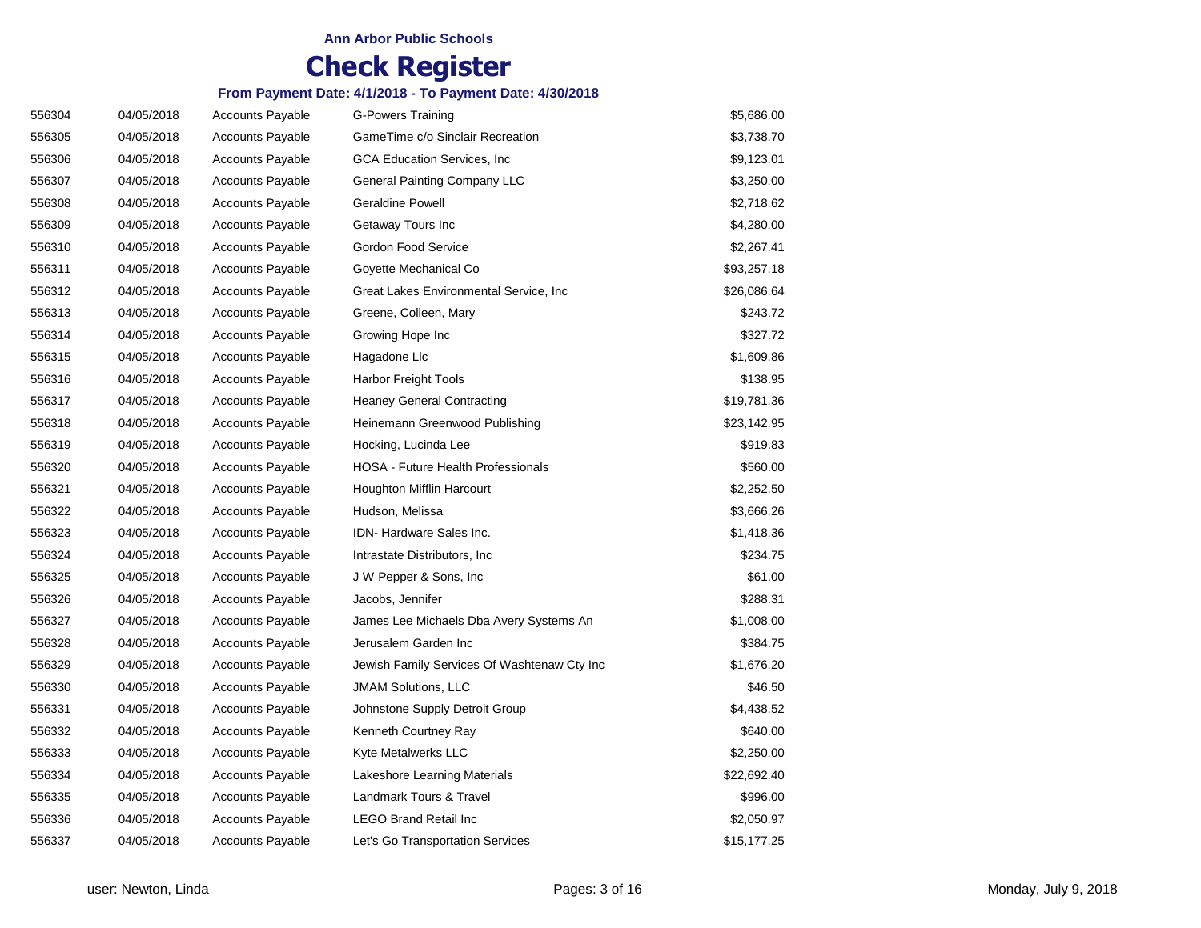**Ann Arbor Public Schools**

# Check Register

**From Payment Date: 4/1/2018 - To Payment Date: 4/30/2018**

| | | | | |
|---|---|---|---|---|
| 556304 | 04/05/2018 | Accounts Payable | G-Powers Training | $5,686.00 |
| 556305 | 04/05/2018 | Accounts Payable | GameTime c/o Sinclair Recreation | $3,738.70 |
| 556306 | 04/05/2018 | Accounts Payable | GCA Education Services, Inc | $9,123.01 |
| 556307 | 04/05/2018 | Accounts Payable | General Painting Company LLC | $3,250.00 |
| 556308 | 04/05/2018 | Accounts Payable | Geraldine Powell | $2,718.62 |
| 556309 | 04/05/2018 | Accounts Payable | Getaway Tours Inc | $4,280.00 |
| 556310 | 04/05/2018 | Accounts Payable | Gordon Food Service | $2,267.41 |
| 556311 | 04/05/2018 | Accounts Payable | Goyette Mechanical Co | $93,257.18 |
| 556312 | 04/05/2018 | Accounts Payable | Great Lakes Environmental Service, Inc | $26,086.64 |
| 556313 | 04/05/2018 | Accounts Payable | Greene, Colleen, Mary | $243.72 |
| 556314 | 04/05/2018 | Accounts Payable | Growing Hope Inc | $327.72 |
| 556315 | 04/05/2018 | Accounts Payable | Hagadone Llc | $1,609.86 |
| 556316 | 04/05/2018 | Accounts Payable | Harbor Freight Tools | $138.95 |
| 556317 | 04/05/2018 | Accounts Payable | Heaney General Contracting | $19,781.36 |
| 556318 | 04/05/2018 | Accounts Payable | Heinemann Greenwood Publishing | $23,142.95 |
| 556319 | 04/05/2018 | Accounts Payable | Hocking, Lucinda Lee | $919.83 |
| 556320 | 04/05/2018 | Accounts Payable | HOSA - Future Health Professionals | $560.00 |
| 556321 | 04/05/2018 | Accounts Payable | Houghton Mifflin Harcourt | $2,252.50 |
| 556322 | 04/05/2018 | Accounts Payable | Hudson, Melissa | $3,666.26 |
| 556323 | 04/05/2018 | Accounts Payable | IDN- Hardware Sales Inc. | $1,418.36 |
| 556324 | 04/05/2018 | Accounts Payable | Intrastate Distributors, Inc | $234.75 |
| 556325 | 04/05/2018 | Accounts Payable | J W Pepper & Sons, Inc | $61.00 |
| 556326 | 04/05/2018 | Accounts Payable | Jacobs, Jennifer | $288.31 |
| 556327 | 04/05/2018 | Accounts Payable | James Lee Michaels Dba Avery Systems An | $1,008.00 |
| 556328 | 04/05/2018 | Accounts Payable | Jerusalem Garden Inc | $384.75 |
| 556329 | 04/05/2018 | Accounts Payable | Jewish Family Services Of Washtenaw Cty Inc | $1,676.20 |
| 556330 | 04/05/2018 | Accounts Payable | JMAM Solutions, LLC | $46.50 |
| 556331 | 04/05/2018 | Accounts Payable | Johnstone Supply Detroit Group | $4,438.52 |
| 556332 | 04/05/2018 | Accounts Payable | Kenneth Courtney Ray | $640.00 |
| 556333 | 04/05/2018 | Accounts Payable | Kyte Metalwerks LLC | $2,250.00 |
| 556334 | 04/05/2018 | Accounts Payable | Lakeshore Learning Materials | $22,692.40 |
| 556335 | 04/05/2018 | Accounts Payable | Landmark Tours & Travel | $996.00 |
| 556336 | 04/05/2018 | Accounts Payable | LEGO Brand Retail Inc | $2,050.97 |
| 556337 | 04/05/2018 | Accounts Payable | Let's Go Transportation Services | $15,177.25 |

user: Newton, Linda — Monday, July 9, 2018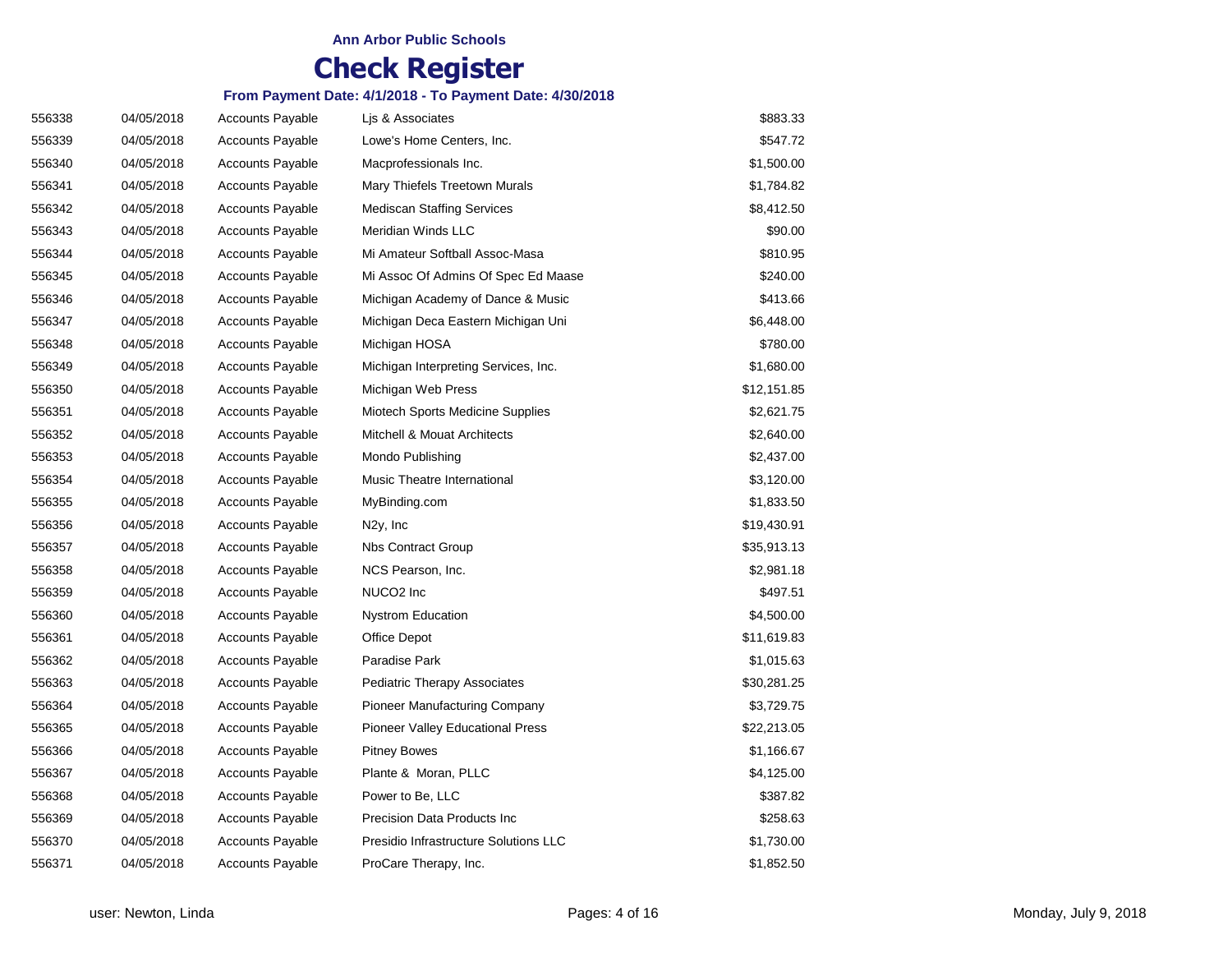**Ann Arbor Public Schools**

# Check Register

**From Payment Date: 4/1/2018 - To Payment Date: 4/30/2018**

| | | | | |
|---|---|---|---|---|
| 556338 | 04/05/2018 | Accounts Payable | Ljs & Associates | $883.33 |
| 556339 | 04/05/2018 | Accounts Payable | Lowe's Home Centers, Inc. | $547.72 |
| 556340 | 04/05/2018 | Accounts Payable | Macprofessionals Inc. | $1,500.00 |
| 556341 | 04/05/2018 | Accounts Payable | Mary Thiefels Treetown Murals | $1,784.82 |
| 556342 | 04/05/2018 | Accounts Payable | Mediscan Staffing Services | $8,412.50 |
| 556343 | 04/05/2018 | Accounts Payable | Meridian Winds LLC | $90.00 |
| 556344 | 04/05/2018 | Accounts Payable | Mi Amateur Softball Assoc-Masa | $810.95 |
| 556345 | 04/05/2018 | Accounts Payable | Mi Assoc Of Admins Of Spec Ed Maase | $240.00 |
| 556346 | 04/05/2018 | Accounts Payable | Michigan Academy of Dance & Music | $413.66 |
| 556347 | 04/05/2018 | Accounts Payable | Michigan Deca Eastern Michigan Uni | $6,448.00 |
| 556348 | 04/05/2018 | Accounts Payable | Michigan HOSA | $780.00 |
| 556349 | 04/05/2018 | Accounts Payable | Michigan Interpreting Services, Inc. | $1,680.00 |
| 556350 | 04/05/2018 | Accounts Payable | Michigan Web Press | $12,151.85 |
| 556351 | 04/05/2018 | Accounts Payable | Miotech Sports Medicine Supplies | $2,621.75 |
| 556352 | 04/05/2018 | Accounts Payable | Mitchell & Mouat Architects | $2,640.00 |
| 556353 | 04/05/2018 | Accounts Payable | Mondo Publishing | $2,437.00 |
| 556354 | 04/05/2018 | Accounts Payable | Music Theatre International | $3,120.00 |
| 556355 | 04/05/2018 | Accounts Payable | MyBinding.com | $1,833.50 |
| 556356 | 04/05/2018 | Accounts Payable | N2y, Inc | $19,430.91 |
| 556357 | 04/05/2018 | Accounts Payable | Nbs Contract Group | $35,913.13 |
| 556358 | 04/05/2018 | Accounts Payable | NCS Pearson, Inc. | $2,981.18 |
| 556359 | 04/05/2018 | Accounts Payable | NUCO2 Inc | $497.51 |
| 556360 | 04/05/2018 | Accounts Payable | Nystrom Education | $4,500.00 |
| 556361 | 04/05/2018 | Accounts Payable | Office Depot | $11,619.83 |
| 556362 | 04/05/2018 | Accounts Payable | Paradise Park | $1,015.63 |
| 556363 | 04/05/2018 | Accounts Payable | Pediatric Therapy Associates | $30,281.25 |
| 556364 | 04/05/2018 | Accounts Payable | Pioneer Manufacturing Company | $3,729.75 |
| 556365 | 04/05/2018 | Accounts Payable | Pioneer Valley Educational Press | $22,213.05 |
| 556366 | 04/05/2018 | Accounts Payable | Pitney Bowes | $1,166.67 |
| 556367 | 04/05/2018 | Accounts Payable | Plante & Moran, PLLC | $4,125.00 |
| 556368 | 04/05/2018 | Accounts Payable | Power to Be, LLC | $387.82 |
| 556369 | 04/05/2018 | Accounts Payable | Precision Data Products Inc | $258.63 |
| 556370 | 04/05/2018 | Accounts Payable | Presidio Infrastructure Solutions LLC | $1,730.00 |
| 556371 | 04/05/2018 | Accounts Payable | ProCare Therapy, Inc. | $1,852.50 |

user: Newton, Linda — Monday, July 9, 2018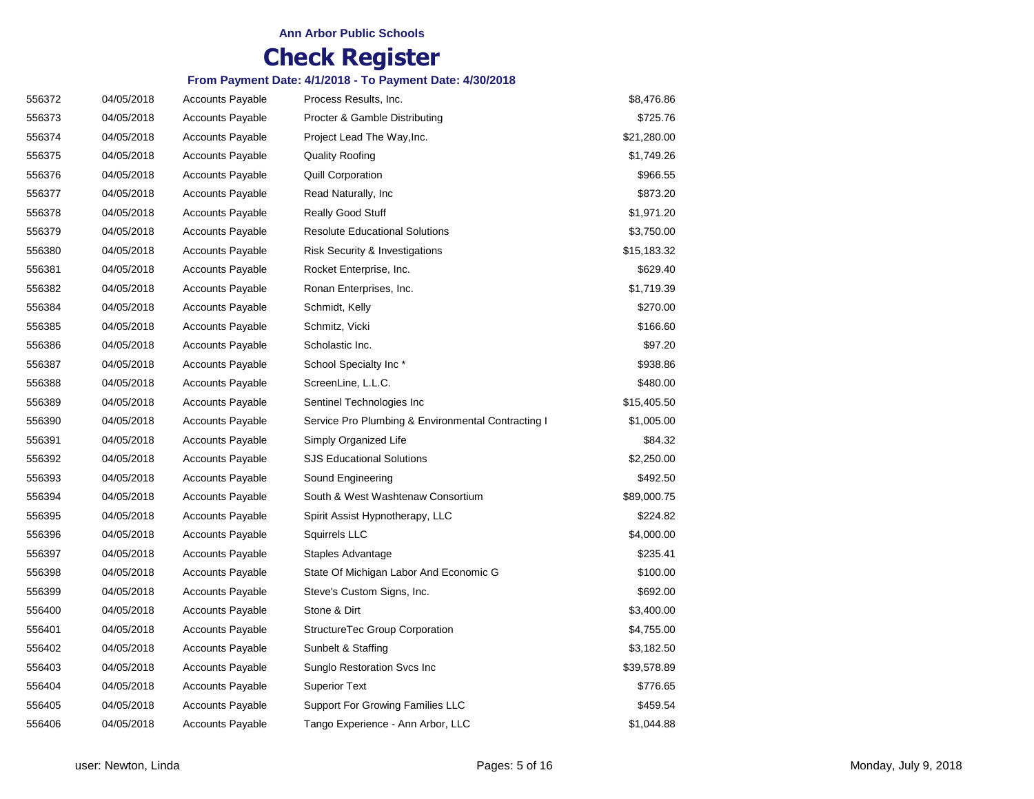**Ann Arbor Public Schools**

# Check Register

**From Payment Date: 4/1/2018 - To Payment Date: 4/30/2018**

| | | | | |
|---|---|---|---|---|
| 556372 | 04/05/2018 | Accounts Payable | Process Results, Inc. | $8,476.86 |
| 556373 | 04/05/2018 | Accounts Payable | Procter & Gamble Distributing | $725.76 |
| 556374 | 04/05/2018 | Accounts Payable | Project Lead The Way,Inc. | $21,280.00 |
| 556375 | 04/05/2018 | Accounts Payable | Quality Roofing | $1,749.26 |
| 556376 | 04/05/2018 | Accounts Payable | Quill Corporation | $966.55 |
| 556377 | 04/05/2018 | Accounts Payable | Read Naturally, Inc | $873.20 |
| 556378 | 04/05/2018 | Accounts Payable | Really Good Stuff | $1,971.20 |
| 556379 | 04/05/2018 | Accounts Payable | Resolute Educational Solutions | $3,750.00 |
| 556380 | 04/05/2018 | Accounts Payable | Risk Security & Investigations | $15,183.32 |
| 556381 | 04/05/2018 | Accounts Payable | Rocket Enterprise, Inc. | $629.40 |
| 556382 | 04/05/2018 | Accounts Payable | Ronan Enterprises, Inc. | $1,719.39 |
| 556384 | 04/05/2018 | Accounts Payable | Schmidt, Kelly | $270.00 |
| 556385 | 04/05/2018 | Accounts Payable | Schmitz, Vicki | $166.60 |
| 556386 | 04/05/2018 | Accounts Payable | Scholastic Inc. | $97.20 |
| 556387 | 04/05/2018 | Accounts Payable | School Specialty Inc * | $938.86 |
| 556388 | 04/05/2018 | Accounts Payable | ScreenLine, L.L.C. | $480.00 |
| 556389 | 04/05/2018 | Accounts Payable | Sentinel Technologies Inc | $15,405.50 |
| 556390 | 04/05/2018 | Accounts Payable | Service Pro Plumbing & Environmental Contracting I | $1,005.00 |
| 556391 | 04/05/2018 | Accounts Payable | Simply Organized Life | $84.32 |
| 556392 | 04/05/2018 | Accounts Payable | SJS Educational Solutions | $2,250.00 |
| 556393 | 04/05/2018 | Accounts Payable | Sound Engineering | $492.50 |
| 556394 | 04/05/2018 | Accounts Payable | South & West Washtenaw Consortium | $89,000.75 |
| 556395 | 04/05/2018 | Accounts Payable | Spirit Assist Hypnotherapy, LLC | $224.82 |
| 556396 | 04/05/2018 | Accounts Payable | Squirrels LLC | $4,000.00 |
| 556397 | 04/05/2018 | Accounts Payable | Staples Advantage | $235.41 |
| 556398 | 04/05/2018 | Accounts Payable | State Of Michigan Labor And Economic G | $100.00 |
| 556399 | 04/05/2018 | Accounts Payable | Steve's Custom Signs, Inc. | $692.00 |
| 556400 | 04/05/2018 | Accounts Payable | Stone & Dirt | $3,400.00 |
| 556401 | 04/05/2018 | Accounts Payable | StructureTec Group Corporation | $4,755.00 |
| 556402 | 04/05/2018 | Accounts Payable | Sunbelt & Staffing | $3,182.50 |
| 556403 | 04/05/2018 | Accounts Payable | Sunglo Restoration Svcs Inc | $39,578.89 |
| 556404 | 04/05/2018 | Accounts Payable | Superior Text | $776.65 |
| 556405 | 04/05/2018 | Accounts Payable | Support For Growing Families LLC | $459.54 |
| 556406 | 04/05/2018 | Accounts Payable | Tango Experience - Ann Arbor, LLC | $1,044.88 |

user: Newton, Linda — Monday, July 9, 2018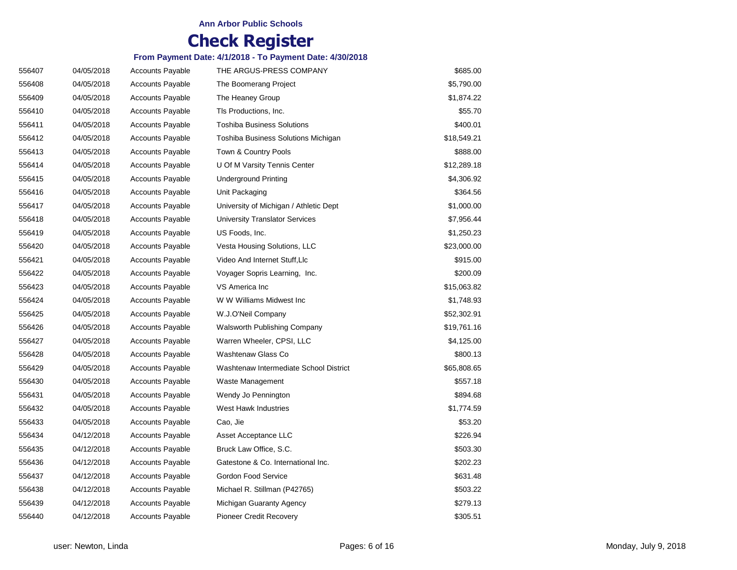**Ann Arbor Public Schools**

# Check Register

**From Payment Date: 4/1/2018 - To Payment Date: 4/30/2018**

| | | | | |
|---|---|---|---|---|
| 556407 | 04/05/2018 | Accounts Payable | THE ARGUS-PRESS COMPANY | $685.00 |
| 556408 | 04/05/2018 | Accounts Payable | The Boomerang Project | $5,790.00 |
| 556409 | 04/05/2018 | Accounts Payable | The Heaney Group | $1,874.22 |
| 556410 | 04/05/2018 | Accounts Payable | Tls Productions, Inc. | $55.70 |
| 556411 | 04/05/2018 | Accounts Payable | Toshiba Business Solutions | $400.01 |
| 556412 | 04/05/2018 | Accounts Payable | Toshiba Business Solutions Michigan | $18,549.21 |
| 556413 | 04/05/2018 | Accounts Payable | Town & Country Pools | $888.00 |
| 556414 | 04/05/2018 | Accounts Payable | U Of M Varsity Tennis Center | $12,289.18 |
| 556415 | 04/05/2018 | Accounts Payable | Underground Printing | $4,306.92 |
| 556416 | 04/05/2018 | Accounts Payable | Unit Packaging | $364.56 |
| 556417 | 04/05/2018 | Accounts Payable | University of Michigan / Athletic Dept | $1,000.00 |
| 556418 | 04/05/2018 | Accounts Payable | University Translator Services | $7,956.44 |
| 556419 | 04/05/2018 | Accounts Payable | US Foods, Inc. | $1,250.23 |
| 556420 | 04/05/2018 | Accounts Payable | Vesta Housing Solutions, LLC | $23,000.00 |
| 556421 | 04/05/2018 | Accounts Payable | Video And Internet Stuff,Llc | $915.00 |
| 556422 | 04/05/2018 | Accounts Payable | Voyager Sopris Learning, Inc. | $200.09 |
| 556423 | 04/05/2018 | Accounts Payable | VS America Inc | $15,063.82 |
| 556424 | 04/05/2018 | Accounts Payable | W W Williams Midwest Inc | $1,748.93 |
| 556425 | 04/05/2018 | Accounts Payable | W.J.O'Neil Company | $52,302.91 |
| 556426 | 04/05/2018 | Accounts Payable | Walsworth Publishing Company | $19,761.16 |
| 556427 | 04/05/2018 | Accounts Payable | Warren Wheeler, CPSI, LLC | $4,125.00 |
| 556428 | 04/05/2018 | Accounts Payable | Washtenaw Glass Co | $800.13 |
| 556429 | 04/05/2018 | Accounts Payable | Washtenaw Intermediate School District | $65,808.65 |
| 556430 | 04/05/2018 | Accounts Payable | Waste Management | $557.18 |
| 556431 | 04/05/2018 | Accounts Payable | Wendy Jo Pennington | $894.68 |
| 556432 | 04/05/2018 | Accounts Payable | West Hawk Industries | $1,774.59 |
| 556433 | 04/05/2018 | Accounts Payable | Cao, Jie | $53.20 |
| 556434 | 04/12/2018 | Accounts Payable | Asset Acceptance LLC | $226.94 |
| 556435 | 04/12/2018 | Accounts Payable | Bruck Law Office, S.C. | $503.30 |
| 556436 | 04/12/2018 | Accounts Payable | Gatestone & Co. International Inc. | $202.23 |
| 556437 | 04/12/2018 | Accounts Payable | Gordon Food Service | $631.48 |
| 556438 | 04/12/2018 | Accounts Payable | Michael R. Stillman (P42765) | $503.22 |
| 556439 | 04/12/2018 | Accounts Payable | Michigan Guaranty Agency | $279.13 |
| 556440 | 04/12/2018 | Accounts Payable | Pioneer Credit Recovery | $305.51 |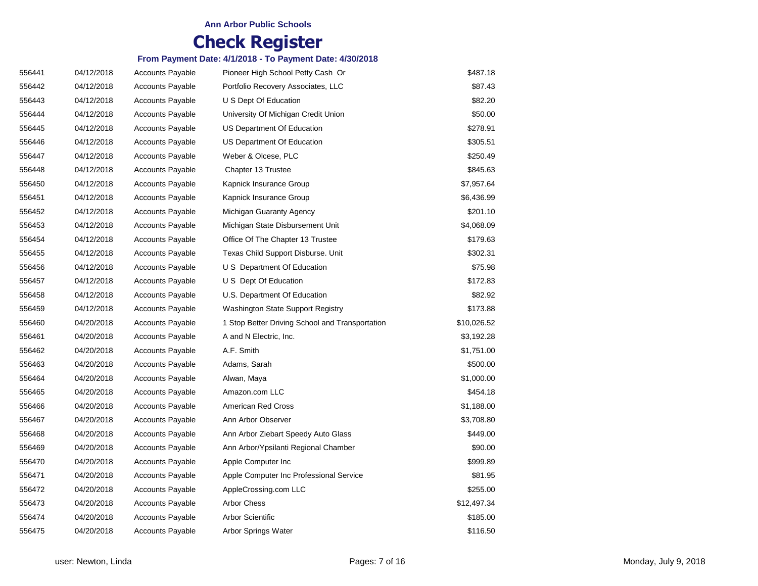**Ann Arbor Public Schools**

# Check Register

**From Payment Date: 4/1/2018 - To Payment Date: 4/30/2018**

| | | | | |
|---|---|---|---|---|
| 556441 | 04/12/2018 | Accounts Payable | Pioneer High School Petty Cash Or | $487.18 |
| 556442 | 04/12/2018 | Accounts Payable | Portfolio Recovery Associates, LLC | $87.43 |
| 556443 | 04/12/2018 | Accounts Payable | U S Dept Of Education | $82.20 |
| 556444 | 04/12/2018 | Accounts Payable | University Of Michigan Credit Union | $50.00 |
| 556445 | 04/12/2018 | Accounts Payable | US Department Of Education | $278.91 |
| 556446 | 04/12/2018 | Accounts Payable | US Department Of Education | $305.51 |
| 556447 | 04/12/2018 | Accounts Payable | Weber & Olcese, PLC | $250.49 |
| 556448 | 04/12/2018 | Accounts Payable | Chapter 13 Trustee | $845.63 |
| 556450 | 04/12/2018 | Accounts Payable | Kapnick Insurance Group | $7,957.64 |
| 556451 | 04/12/2018 | Accounts Payable | Kapnick Insurance Group | $6,436.99 |
| 556452 | 04/12/2018 | Accounts Payable | Michigan Guaranty Agency | $201.10 |
| 556453 | 04/12/2018 | Accounts Payable | Michigan State Disbursement Unit | $4,068.09 |
| 556454 | 04/12/2018 | Accounts Payable | Office Of The Chapter 13 Trustee | $179.63 |
| 556455 | 04/12/2018 | Accounts Payable | Texas Child Support Disburse. Unit | $302.31 |
| 556456 | 04/12/2018 | Accounts Payable | U S Department Of Education | $75.98 |
| 556457 | 04/12/2018 | Accounts Payable | U S Dept Of Education | $172.83 |
| 556458 | 04/12/2018 | Accounts Payable | U.S. Department Of Education | $82.92 |
| 556459 | 04/12/2018 | Accounts Payable | Washington State Support Registry | $173.88 |
| 556460 | 04/20/2018 | Accounts Payable | 1 Stop Better Driving School and Transportation | $10,026.52 |
| 556461 | 04/20/2018 | Accounts Payable | A and N Electric, Inc. | $3,192.28 |
| 556462 | 04/20/2018 | Accounts Payable | A.F. Smith | $1,751.00 |
| 556463 | 04/20/2018 | Accounts Payable | Adams, Sarah | $500.00 |
| 556464 | 04/20/2018 | Accounts Payable | Alwan, Maya | $1,000.00 |
| 556465 | 04/20/2018 | Accounts Payable | Amazon.com LLC | $454.18 |
| 556466 | 04/20/2018 | Accounts Payable | American Red Cross | $1,188.00 |
| 556467 | 04/20/2018 | Accounts Payable | Ann Arbor Observer | $3,708.80 |
| 556468 | 04/20/2018 | Accounts Payable | Ann Arbor Ziebart Speedy Auto Glass | $449.00 |
| 556469 | 04/20/2018 | Accounts Payable | Ann Arbor/Ypsilanti Regional Chamber | $90.00 |
| 556470 | 04/20/2018 | Accounts Payable | Apple Computer Inc | $999.89 |
| 556471 | 04/20/2018 | Accounts Payable | Apple Computer Inc Professional Service | $81.95 |
| 556472 | 04/20/2018 | Accounts Payable | AppleCrossing.com LLC | $255.00 |
| 556473 | 04/20/2018 | Accounts Payable | Arbor Chess | $12,497.34 |
| 556474 | 04/20/2018 | Accounts Payable | Arbor Scientific | $185.00 |
| 556475 | 04/20/2018 | Accounts Payable | Arbor Springs Water | $116.50 |

user: Newton, Linda — Monday, July 9, 2018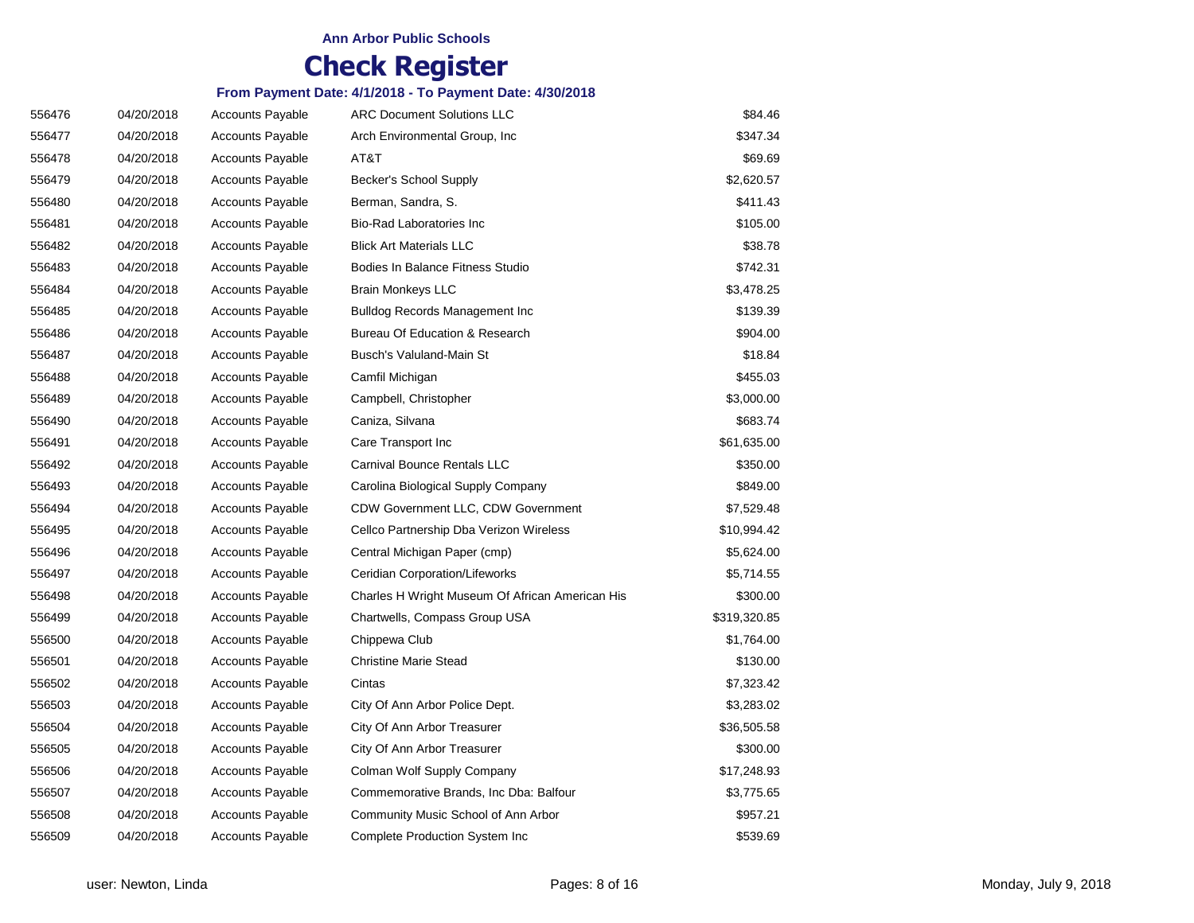**Ann Arbor Public Schools**

# Check Register

**From Payment Date: 4/1/2018 - To Payment Date: 4/30/2018**

| | | | | |
|---|---|---|---|---|
| 556476 | 04/20/2018 | Accounts Payable | ARC Document Solutions LLC | $84.46 |
| 556477 | 04/20/2018 | Accounts Payable | Arch Environmental Group, Inc | $347.34 |
| 556478 | 04/20/2018 | Accounts Payable | AT&T | $69.69 |
| 556479 | 04/20/2018 | Accounts Payable | Becker's School Supply | $2,620.57 |
| 556480 | 04/20/2018 | Accounts Payable | Berman, Sandra, S. | $411.43 |
| 556481 | 04/20/2018 | Accounts Payable | Bio-Rad Laboratories Inc | $105.00 |
| 556482 | 04/20/2018 | Accounts Payable | Blick Art Materials LLC | $38.78 |
| 556483 | 04/20/2018 | Accounts Payable | Bodies In Balance Fitness Studio | $742.31 |
| 556484 | 04/20/2018 | Accounts Payable | Brain Monkeys LLC | $3,478.25 |
| 556485 | 04/20/2018 | Accounts Payable | Bulldog Records Management Inc | $139.39 |
| 556486 | 04/20/2018 | Accounts Payable | Bureau Of Education & Research | $904.00 |
| 556487 | 04/20/2018 | Accounts Payable | Busch's Valuland-Main St | $18.84 |
| 556488 | 04/20/2018 | Accounts Payable | Camfil Michigan | $455.03 |
| 556489 | 04/20/2018 | Accounts Payable | Campbell, Christopher | $3,000.00 |
| 556490 | 04/20/2018 | Accounts Payable | Caniza, Silvana | $683.74 |
| 556491 | 04/20/2018 | Accounts Payable | Care Transport Inc | $61,635.00 |
| 556492 | 04/20/2018 | Accounts Payable | Carnival Bounce Rentals LLC | $350.00 |
| 556493 | 04/20/2018 | Accounts Payable | Carolina Biological Supply Company | $849.00 |
| 556494 | 04/20/2018 | Accounts Payable | CDW Government LLC, CDW Government | $7,529.48 |
| 556495 | 04/20/2018 | Accounts Payable | Cellco Partnership Dba Verizon Wireless | $10,994.42 |
| 556496 | 04/20/2018 | Accounts Payable | Central Michigan Paper (cmp) | $5,624.00 |
| 556497 | 04/20/2018 | Accounts Payable | Ceridian Corporation/Lifeworks | $5,714.55 |
| 556498 | 04/20/2018 | Accounts Payable | Charles H Wright Museum Of African American His | $300.00 |
| 556499 | 04/20/2018 | Accounts Payable | Chartwells, Compass Group USA | $319,320.85 |
| 556500 | 04/20/2018 | Accounts Payable | Chippewa Club | $1,764.00 |
| 556501 | 04/20/2018 | Accounts Payable | Christine Marie Stead | $130.00 |
| 556502 | 04/20/2018 | Accounts Payable | Cintas | $7,323.42 |
| 556503 | 04/20/2018 | Accounts Payable | City Of Ann Arbor Police Dept. | $3,283.02 |
| 556504 | 04/20/2018 | Accounts Payable | City Of Ann Arbor Treasurer | $36,505.58 |
| 556505 | 04/20/2018 | Accounts Payable | City Of Ann Arbor Treasurer | $300.00 |
| 556506 | 04/20/2018 | Accounts Payable | Colman Wolf Supply Company | $17,248.93 |
| 556507 | 04/20/2018 | Accounts Payable | Commemorative Brands, Inc Dba: Balfour | $3,775.65 |
| 556508 | 04/20/2018 | Accounts Payable | Community Music School of Ann Arbor | $957.21 |
| 556509 | 04/20/2018 | Accounts Payable | Complete Production System Inc | $539.69 |

user: Newton, Linda

Monday, July 9, 2018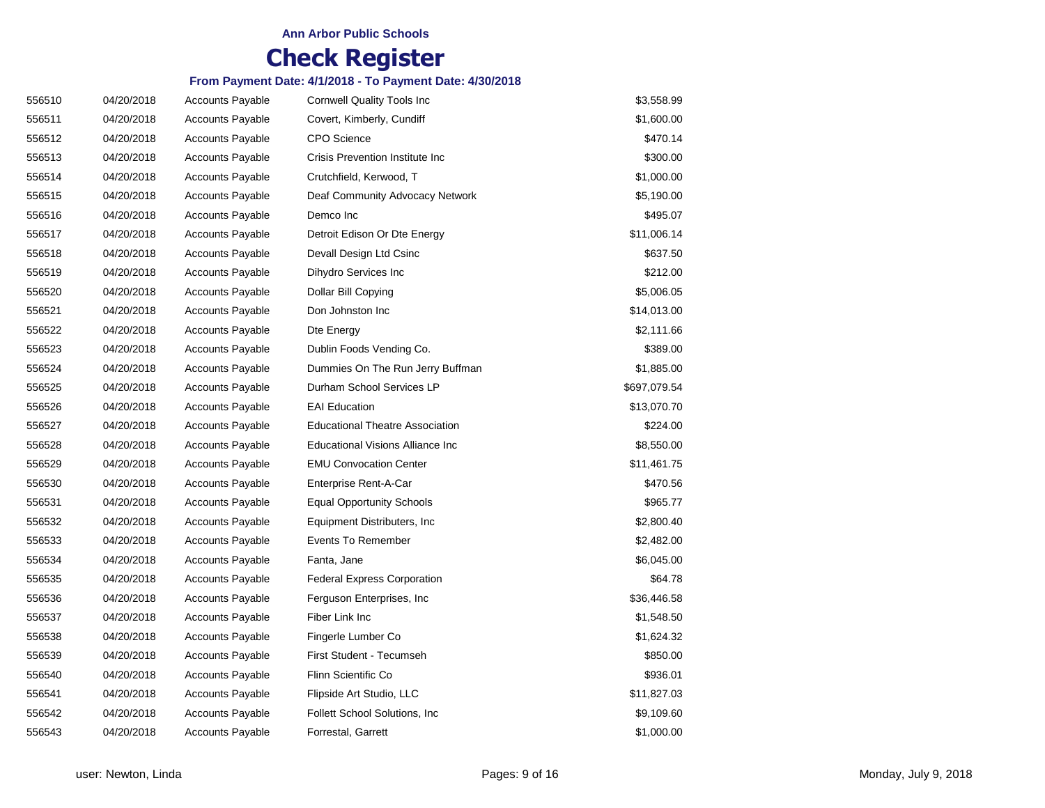**Ann Arbor Public Schools**

# Check Register

**From Payment Date: 4/1/2018 - To Payment Date: 4/30/2018**

| | | | | |
|---|---|---|---|---|
| 556510 | 04/20/2018 | Accounts Payable | Cornwell Quality Tools Inc | $3,558.99 |
| 556511 | 04/20/2018 | Accounts Payable | Covert, Kimberly, Cundiff | $1,600.00 |
| 556512 | 04/20/2018 | Accounts Payable | CPO Science | $470.14 |
| 556513 | 04/20/2018 | Accounts Payable | Crisis Prevention Institute Inc | $300.00 |
| 556514 | 04/20/2018 | Accounts Payable | Crutchfield, Kerwood, T | $1,000.00 |
| 556515 | 04/20/2018 | Accounts Payable | Deaf Community Advocacy Network | $5,190.00 |
| 556516 | 04/20/2018 | Accounts Payable | Demco Inc | $495.07 |
| 556517 | 04/20/2018 | Accounts Payable | Detroit Edison Or Dte Energy | $11,006.14 |
| 556518 | 04/20/2018 | Accounts Payable | Devall Design Ltd Csinc | $637.50 |
| 556519 | 04/20/2018 | Accounts Payable | Dihydro Services Inc | $212.00 |
| 556520 | 04/20/2018 | Accounts Payable | Dollar Bill Copying | $5,006.05 |
| 556521 | 04/20/2018 | Accounts Payable | Don Johnston Inc | $14,013.00 |
| 556522 | 04/20/2018 | Accounts Payable | Dte Energy | $2,111.66 |
| 556523 | 04/20/2018 | Accounts Payable | Dublin Foods Vending Co. | $389.00 |
| 556524 | 04/20/2018 | Accounts Payable | Dummies On The Run Jerry Buffman | $1,885.00 |
| 556525 | 04/20/2018 | Accounts Payable | Durham School Services LP | $697,079.54 |
| 556526 | 04/20/2018 | Accounts Payable | EAI Education | $13,070.70 |
| 556527 | 04/20/2018 | Accounts Payable | Educational Theatre Association | $224.00 |
| 556528 | 04/20/2018 | Accounts Payable | Educational Visions Alliance Inc | $8,550.00 |
| 556529 | 04/20/2018 | Accounts Payable | EMU Convocation Center | $11,461.75 |
| 556530 | 04/20/2018 | Accounts Payable | Enterprise Rent-A-Car | $470.56 |
| 556531 | 04/20/2018 | Accounts Payable | Equal Opportunity Schools | $965.77 |
| 556532 | 04/20/2018 | Accounts Payable | Equipment Distributers, Inc | $2,800.40 |
| 556533 | 04/20/2018 | Accounts Payable | Events To Remember | $2,482.00 |
| 556534 | 04/20/2018 | Accounts Payable | Fanta, Jane | $6,045.00 |
| 556535 | 04/20/2018 | Accounts Payable | Federal Express Corporation | $64.78 |
| 556536 | 04/20/2018 | Accounts Payable | Ferguson Enterprises, Inc | $36,446.58 |
| 556537 | 04/20/2018 | Accounts Payable | Fiber Link Inc | $1,548.50 |
| 556538 | 04/20/2018 | Accounts Payable | Fingerle Lumber Co | $1,624.32 |
| 556539 | 04/20/2018 | Accounts Payable | First Student - Tecumseh | $850.00 |
| 556540 | 04/20/2018 | Accounts Payable | Flinn Scientific Co | $936.01 |
| 556541 | 04/20/2018 | Accounts Payable | Flipside Art Studio, LLC | $11,827.03 |
| 556542 | 04/20/2018 | Accounts Payable | Follett School Solutions, Inc | $9,109.60 |
| 556543 | 04/20/2018 | Accounts Payable | Forrestal, Garrett | $1,000.00 |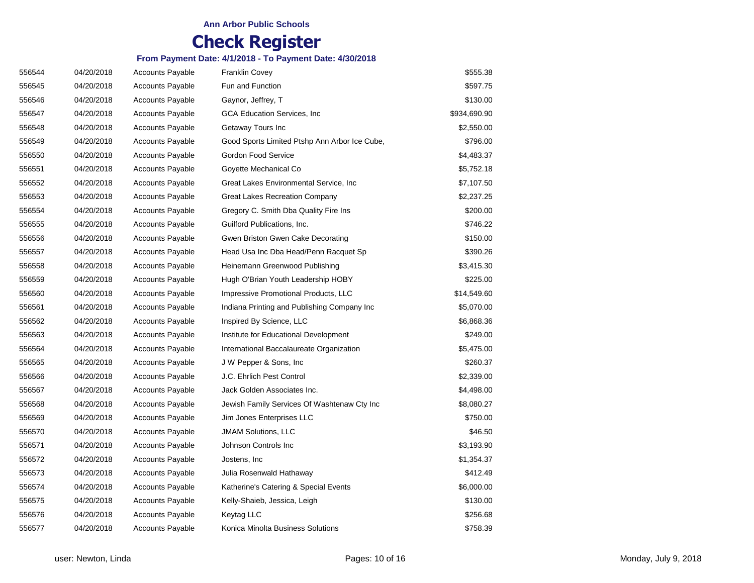**Ann Arbor Public Schools**

# Check Register

**From Payment Date: 4/1/2018 - To Payment Date: 4/30/2018**

| | | | | |
|---|---|---|---|---|
| 556544 | 04/20/2018 | Accounts Payable | Franklin Covey | $555.38 |
| 556545 | 04/20/2018 | Accounts Payable | Fun and Function | $597.75 |
| 556546 | 04/20/2018 | Accounts Payable | Gaynor, Jeffrey, T | $130.00 |
| 556547 | 04/20/2018 | Accounts Payable | GCA Education Services, Inc | $934,690.90 |
| 556548 | 04/20/2018 | Accounts Payable | Getaway Tours Inc | $2,550.00 |
| 556549 | 04/20/2018 | Accounts Payable | Good Sports Limited Ptshp Ann Arbor Ice Cube, | $796.00 |
| 556550 | 04/20/2018 | Accounts Payable | Gordon Food Service | $4,483.37 |
| 556551 | 04/20/2018 | Accounts Payable | Goyette Mechanical Co | $5,752.18 |
| 556552 | 04/20/2018 | Accounts Payable | Great Lakes Environmental Service, Inc | $7,107.50 |
| 556553 | 04/20/2018 | Accounts Payable | Great Lakes Recreation Company | $2,237.25 |
| 556554 | 04/20/2018 | Accounts Payable | Gregory C. Smith Dba Quality Fire Ins | $200.00 |
| 556555 | 04/20/2018 | Accounts Payable | Guilford Publications, Inc. | $746.22 |
| 556556 | 04/20/2018 | Accounts Payable | Gwen Briston Gwen Cake Decorating | $150.00 |
| 556557 | 04/20/2018 | Accounts Payable | Head Usa Inc Dba Head/Penn Racquet Sp | $390.26 |
| 556558 | 04/20/2018 | Accounts Payable | Heinemann Greenwood Publishing | $3,415.30 |
| 556559 | 04/20/2018 | Accounts Payable | Hugh O'Brian Youth Leadership HOBY | $225.00 |
| 556560 | 04/20/2018 | Accounts Payable | Impressive Promotional Products, LLC | $14,549.60 |
| 556561 | 04/20/2018 | Accounts Payable | Indiana Printing and Publishing Company Inc | $5,070.00 |
| 556562 | 04/20/2018 | Accounts Payable | Inspired By Science, LLC | $6,868.36 |
| 556563 | 04/20/2018 | Accounts Payable | Institute for Educational Development | $249.00 |
| 556564 | 04/20/2018 | Accounts Payable | International Baccalaureate Organization | $5,475.00 |
| 556565 | 04/20/2018 | Accounts Payable | J W Pepper & Sons, Inc | $260.37 |
| 556566 | 04/20/2018 | Accounts Payable | J.C. Ehrlich Pest Control | $2,339.00 |
| 556567 | 04/20/2018 | Accounts Payable | Jack Golden Associates Inc. | $4,498.00 |
| 556568 | 04/20/2018 | Accounts Payable | Jewish Family Services Of Washtenaw Cty Inc | $8,080.27 |
| 556569 | 04/20/2018 | Accounts Payable | Jim Jones Enterprises LLC | $750.00 |
| 556570 | 04/20/2018 | Accounts Payable | JMAM Solutions, LLC | $46.50 |
| 556571 | 04/20/2018 | Accounts Payable | Johnson Controls Inc | $3,193.90 |
| 556572 | 04/20/2018 | Accounts Payable | Jostens, Inc | $1,354.37 |
| 556573 | 04/20/2018 | Accounts Payable | Julia Rosenwald Hathaway | $412.49 |
| 556574 | 04/20/2018 | Accounts Payable | Katherine's Catering & Special Events | $6,000.00 |
| 556575 | 04/20/2018 | Accounts Payable | Kelly-Shaieb, Jessica, Leigh | $130.00 |
| 556576 | 04/20/2018 | Accounts Payable | Keytag LLC | $256.68 |
| 556577 | 04/20/2018 | Accounts Payable | Konica Minolta Business Solutions | $758.39 |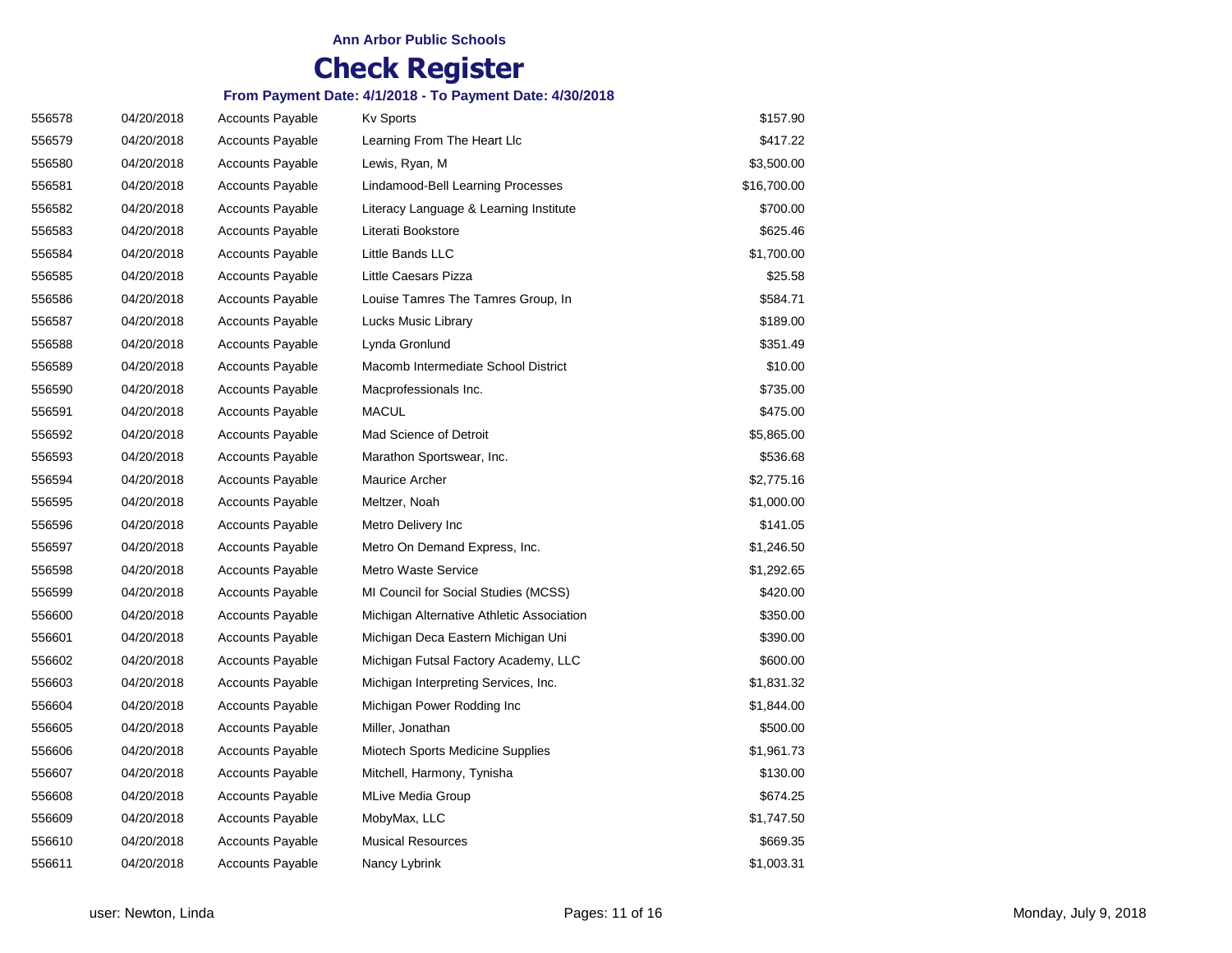**Ann Arbor Public Schools**

# Check Register

**From Payment Date: 4/1/2018 - To Payment Date: 4/30/2018**

| | | | | |
|---|---|---|---|---|
| 556578 | 04/20/2018 | Accounts Payable | Kv Sports | $157.90 |
| 556579 | 04/20/2018 | Accounts Payable | Learning From The Heart Llc | $417.22 |
| 556580 | 04/20/2018 | Accounts Payable | Lewis, Ryan, M | $3,500.00 |
| 556581 | 04/20/2018 | Accounts Payable | Lindamood-Bell Learning Processes | $16,700.00 |
| 556582 | 04/20/2018 | Accounts Payable | Literacy Language & Learning Institute | $700.00 |
| 556583 | 04/20/2018 | Accounts Payable | Literati Bookstore | $625.46 |
| 556584 | 04/20/2018 | Accounts Payable | Little Bands LLC | $1,700.00 |
| 556585 | 04/20/2018 | Accounts Payable | Little Caesars Pizza | $25.58 |
| 556586 | 04/20/2018 | Accounts Payable | Louise Tamres The Tamres Group, In | $584.71 |
| 556587 | 04/20/2018 | Accounts Payable | Lucks Music Library | $189.00 |
| 556588 | 04/20/2018 | Accounts Payable | Lynda Gronlund | $351.49 |
| 556589 | 04/20/2018 | Accounts Payable | Macomb Intermediate School District | $10.00 |
| 556590 | 04/20/2018 | Accounts Payable | Macprofessionals Inc. | $735.00 |
| 556591 | 04/20/2018 | Accounts Payable | MACUL | $475.00 |
| 556592 | 04/20/2018 | Accounts Payable | Mad Science of Detroit | $5,865.00 |
| 556593 | 04/20/2018 | Accounts Payable | Marathon Sportswear, Inc. | $536.68 |
| 556594 | 04/20/2018 | Accounts Payable | Maurice Archer | $2,775.16 |
| 556595 | 04/20/2018 | Accounts Payable | Meltzer, Noah | $1,000.00 |
| 556596 | 04/20/2018 | Accounts Payable | Metro Delivery Inc | $141.05 |
| 556597 | 04/20/2018 | Accounts Payable | Metro On Demand Express, Inc. | $1,246.50 |
| 556598 | 04/20/2018 | Accounts Payable | Metro Waste Service | $1,292.65 |
| 556599 | 04/20/2018 | Accounts Payable | MI Council for Social Studies (MCSS) | $420.00 |
| 556600 | 04/20/2018 | Accounts Payable | Michigan Alternative Athletic Association | $350.00 |
| 556601 | 04/20/2018 | Accounts Payable | Michigan Deca Eastern Michigan Uni | $390.00 |
| 556602 | 04/20/2018 | Accounts Payable | Michigan Futsal Factory Academy, LLC | $600.00 |
| 556603 | 04/20/2018 | Accounts Payable | Michigan Interpreting Services, Inc. | $1,831.32 |
| 556604 | 04/20/2018 | Accounts Payable | Michigan Power Rodding Inc | $1,844.00 |
| 556605 | 04/20/2018 | Accounts Payable | Miller, Jonathan | $500.00 |
| 556606 | 04/20/2018 | Accounts Payable | Miotech Sports Medicine Supplies | $1,961.73 |
| 556607 | 04/20/2018 | Accounts Payable | Mitchell, Harmony, Tynisha | $130.00 |
| 556608 | 04/20/2018 | Accounts Payable | MLive Media Group | $674.25 |
| 556609 | 04/20/2018 | Accounts Payable | MobyMax, LLC | $1,747.50 |
| 556610 | 04/20/2018 | Accounts Payable | Musical Resources | $669.35 |
| 556611 | 04/20/2018 | Accounts Payable | Nancy Lybrink | $1,003.31 |

user: Newton, Linda

Monday, July 9, 2018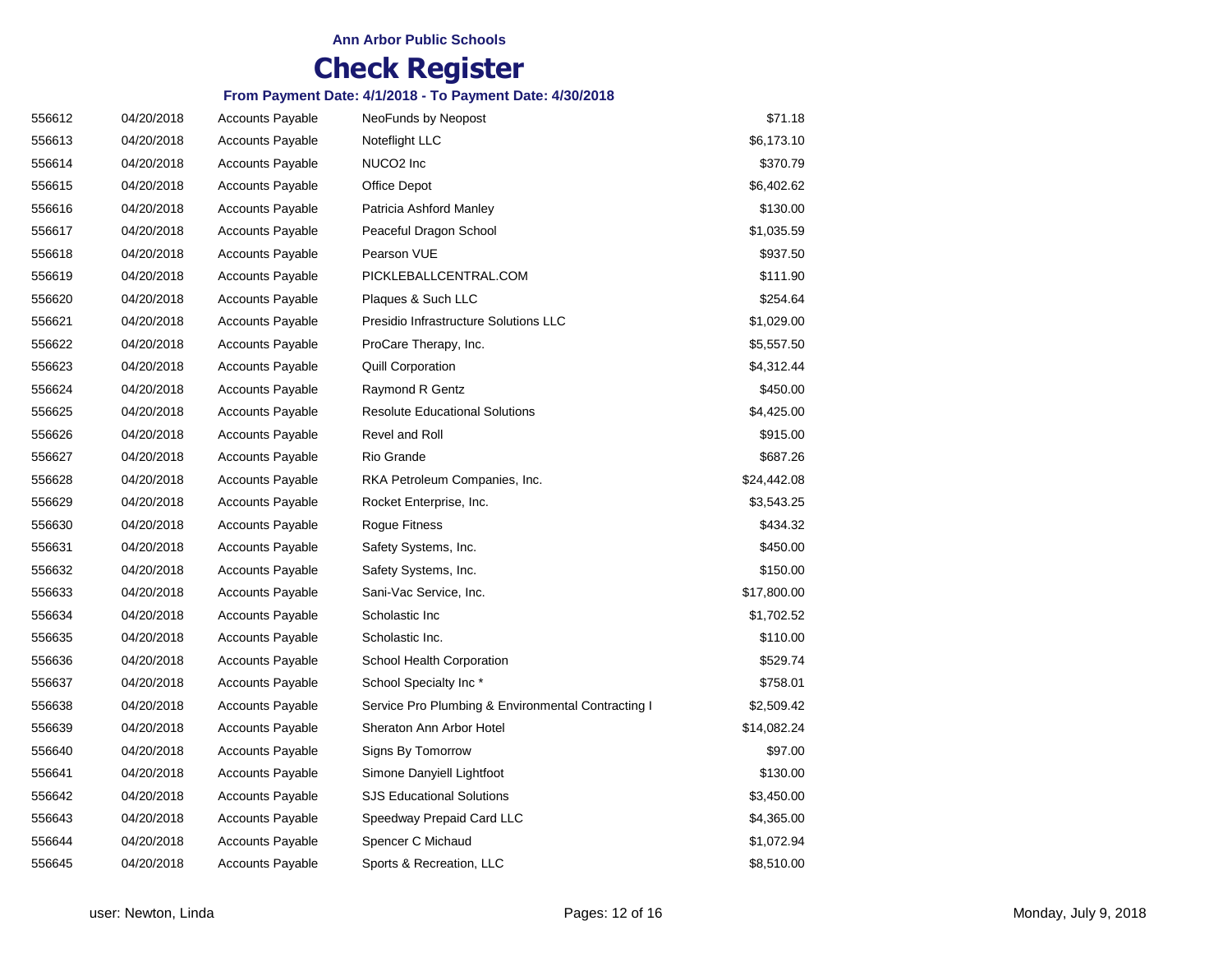**Ann Arbor Public Schools**

# Check Register

**From Payment Date: 4/1/2018 - To Payment Date: 4/30/2018**

| | | | | |
|---|---|---|---|---|
| 556612 | 04/20/2018 | Accounts Payable | NeoFunds by Neopost | $71.18 |
| 556613 | 04/20/2018 | Accounts Payable | Noteflight LLC | $6,173.10 |
| 556614 | 04/20/2018 | Accounts Payable | NUCO2 Inc | $370.79 |
| 556615 | 04/20/2018 | Accounts Payable | Office Depot | $6,402.62 |
| 556616 | 04/20/2018 | Accounts Payable | Patricia Ashford Manley | $130.00 |
| 556617 | 04/20/2018 | Accounts Payable | Peaceful Dragon School | $1,035.59 |
| 556618 | 04/20/2018 | Accounts Payable | Pearson VUE | $937.50 |
| 556619 | 04/20/2018 | Accounts Payable | PICKLEBALLCENTRAL.COM | $111.90 |
| 556620 | 04/20/2018 | Accounts Payable | Plaques & Such LLC | $254.64 |
| 556621 | 04/20/2018 | Accounts Payable | Presidio Infrastructure Solutions LLC | $1,029.00 |
| 556622 | 04/20/2018 | Accounts Payable | ProCare Therapy, Inc. | $5,557.50 |
| 556623 | 04/20/2018 | Accounts Payable | Quill Corporation | $4,312.44 |
| 556624 | 04/20/2018 | Accounts Payable | Raymond R Gentz | $450.00 |
| 556625 | 04/20/2018 | Accounts Payable | Resolute Educational Solutions | $4,425.00 |
| 556626 | 04/20/2018 | Accounts Payable | Revel and Roll | $915.00 |
| 556627 | 04/20/2018 | Accounts Payable | Rio Grande | $687.26 |
| 556628 | 04/20/2018 | Accounts Payable | RKA Petroleum Companies, Inc. | $24,442.08 |
| 556629 | 04/20/2018 | Accounts Payable | Rocket Enterprise, Inc. | $3,543.25 |
| 556630 | 04/20/2018 | Accounts Payable | Rogue Fitness | $434.32 |
| 556631 | 04/20/2018 | Accounts Payable | Safety Systems, Inc. | $450.00 |
| 556632 | 04/20/2018 | Accounts Payable | Safety Systems, Inc. | $150.00 |
| 556633 | 04/20/2018 | Accounts Payable | Sani-Vac Service, Inc. | $17,800.00 |
| 556634 | 04/20/2018 | Accounts Payable | Scholastic Inc | $1,702.52 |
| 556635 | 04/20/2018 | Accounts Payable | Scholastic Inc. | $110.00 |
| 556636 | 04/20/2018 | Accounts Payable | School Health Corporation | $529.74 |
| 556637 | 04/20/2018 | Accounts Payable | School Specialty Inc * | $758.01 |
| 556638 | 04/20/2018 | Accounts Payable | Service Pro Plumbing & Environmental Contracting I | $2,509.42 |
| 556639 | 04/20/2018 | Accounts Payable | Sheraton Ann Arbor Hotel | $14,082.24 |
| 556640 | 04/20/2018 | Accounts Payable | Signs By Tomorrow | $97.00 |
| 556641 | 04/20/2018 | Accounts Payable | Simone Danyiell Lightfoot | $130.00 |
| 556642 | 04/20/2018 | Accounts Payable | SJS Educational Solutions | $3,450.00 |
| 556643 | 04/20/2018 | Accounts Payable | Speedway Prepaid Card LLC | $4,365.00 |
| 556644 | 04/20/2018 | Accounts Payable | Spencer C Michaud | $1,072.94 |
| 556645 | 04/20/2018 | Accounts Payable | Sports & Recreation, LLC | $8,510.00 |

user: Newton, Linda — Monday, July 9, 2018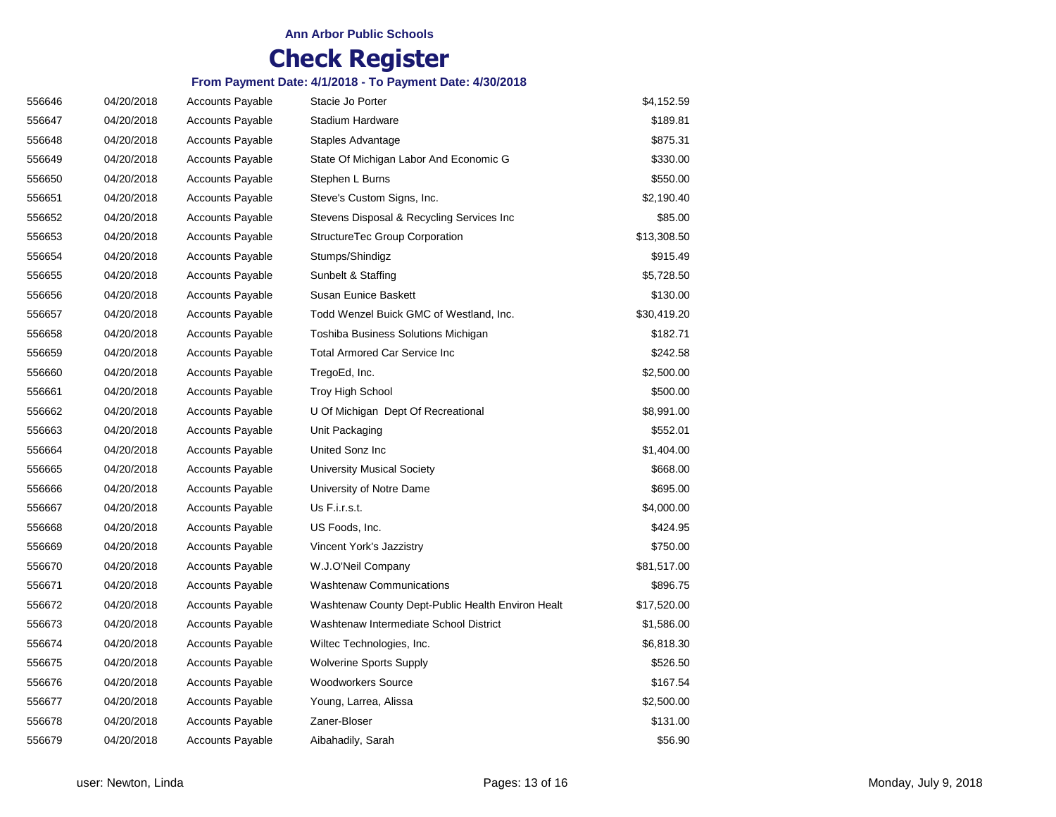Ann Arbor Public Schools

# Check Register

### From Payment Date: 4/1/2018 - To Payment Date: 4/30/2018

| | | | | |
|---|---|---|---|---|
| 556646 | 04/20/2018 | Accounts Payable | Stacie Jo Porter | $4,152.59 |
| 556647 | 04/20/2018 | Accounts Payable | Stadium Hardware | $189.81 |
| 556648 | 04/20/2018 | Accounts Payable | Staples Advantage | $875.31 |
| 556649 | 04/20/2018 | Accounts Payable | State Of Michigan Labor And Economic G | $330.00 |
| 556650 | 04/20/2018 | Accounts Payable | Stephen L Burns | $550.00 |
| 556651 | 04/20/2018 | Accounts Payable | Steve's Custom Signs, Inc. | $2,190.40 |
| 556652 | 04/20/2018 | Accounts Payable | Stevens Disposal & Recycling Services Inc | $85.00 |
| 556653 | 04/20/2018 | Accounts Payable | StructureTec Group Corporation | $13,308.50 |
| 556654 | 04/20/2018 | Accounts Payable | Stumps/Shindigz | $915.49 |
| 556655 | 04/20/2018 | Accounts Payable | Sunbelt & Staffing | $5,728.50 |
| 556656 | 04/20/2018 | Accounts Payable | Susan Eunice Baskett | $130.00 |
| 556657 | 04/20/2018 | Accounts Payable | Todd Wenzel Buick GMC of Westland, Inc. | $30,419.20 |
| 556658 | 04/20/2018 | Accounts Payable | Toshiba Business Solutions Michigan | $182.71 |
| 556659 | 04/20/2018 | Accounts Payable | Total Armored Car Service Inc | $242.58 |
| 556660 | 04/20/2018 | Accounts Payable | TregoEd, Inc. | $2,500.00 |
| 556661 | 04/20/2018 | Accounts Payable | Troy High School | $500.00 |
| 556662 | 04/20/2018 | Accounts Payable | U Of Michigan Dept Of Recreational | $8,991.00 |
| 556663 | 04/20/2018 | Accounts Payable | Unit Packaging | $552.01 |
| 556664 | 04/20/2018 | Accounts Payable | United Sonz Inc | $1,404.00 |
| 556665 | 04/20/2018 | Accounts Payable | University Musical Society | $668.00 |
| 556666 | 04/20/2018 | Accounts Payable | University of Notre Dame | $695.00 |
| 556667 | 04/20/2018 | Accounts Payable | Us F.i.r.s.t. | $4,000.00 |
| 556668 | 04/20/2018 | Accounts Payable | US Foods, Inc. | $424.95 |
| 556669 | 04/20/2018 | Accounts Payable | Vincent York's Jazzistry | $750.00 |
| 556670 | 04/20/2018 | Accounts Payable | W.J.O'Neil Company | $81,517.00 |
| 556671 | 04/20/2018 | Accounts Payable | Washtenaw Communications | $896.75 |
| 556672 | 04/20/2018 | Accounts Payable | Washtenaw County Dept-Public Health Environ Healt | $17,520.00 |
| 556673 | 04/20/2018 | Accounts Payable | Washtenaw Intermediate School District | $1,586.00 |
| 556674 | 04/20/2018 | Accounts Payable | Wiltec Technologies, Inc. | $6,818.30 |
| 556675 | 04/20/2018 | Accounts Payable | Wolverine Sports Supply | $526.50 |
| 556676 | 04/20/2018 | Accounts Payable | Woodworkers Source | $167.54 |
| 556677 | 04/20/2018 | Accounts Payable | Young, Larrea, Alissa | $2,500.00 |
| 556678 | 04/20/2018 | Accounts Payable | Zaner-Bloser | $131.00 |
| 556679 | 04/20/2018 | Accounts Payable | Aibahadily, Sarah | $56.90 |

user: Newton, Linda

Monday, July 9, 2018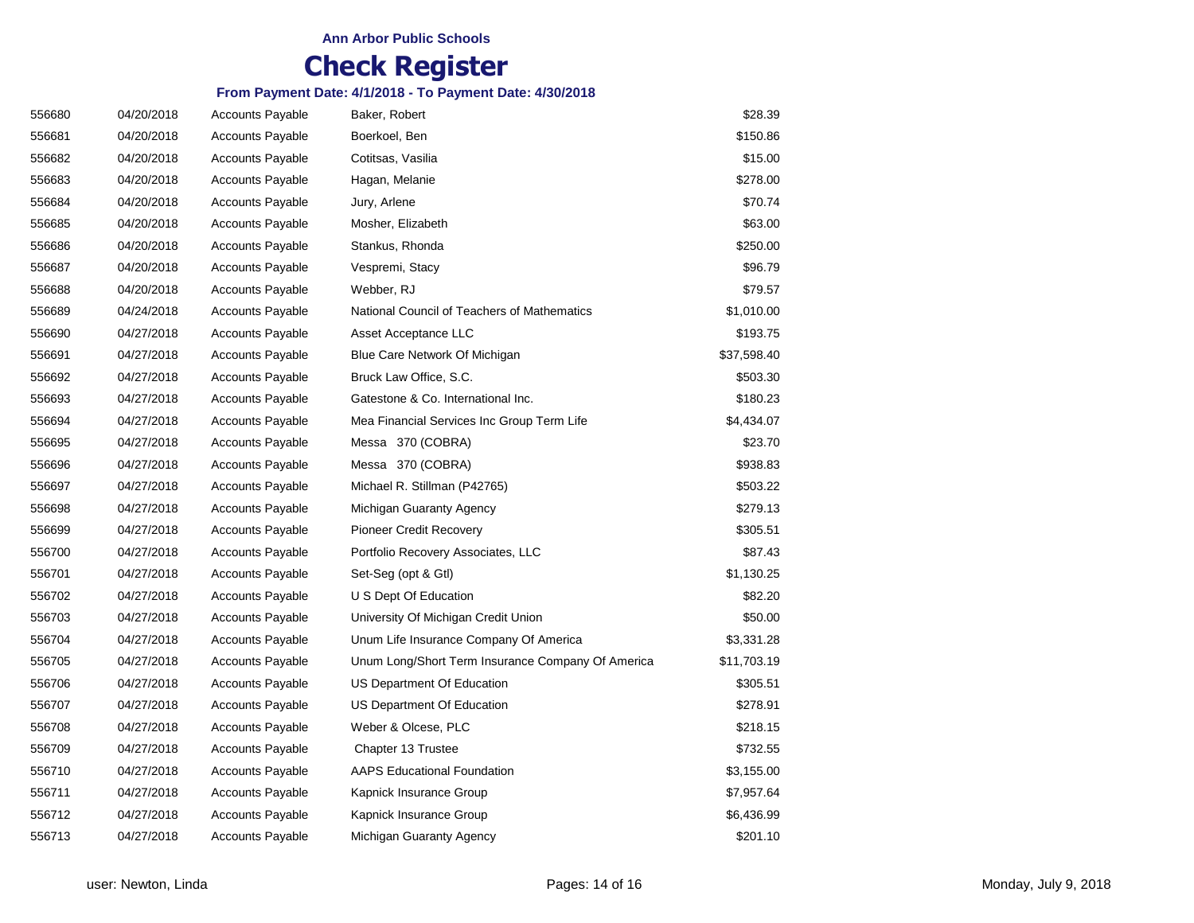**Ann Arbor Public Schools**

# Check Register

**From Payment Date: 4/1/2018 - To Payment Date: 4/30/2018**

| | | | | |
|---|---|---|---|---|
| 556680 | 04/20/2018 | Accounts Payable | Baker, Robert | $28.39 |
| 556681 | 04/20/2018 | Accounts Payable | Boerkoel, Ben | $150.86 |
| 556682 | 04/20/2018 | Accounts Payable | Cotitsas, Vasilia | $15.00 |
| 556683 | 04/20/2018 | Accounts Payable | Hagan, Melanie | $278.00 |
| 556684 | 04/20/2018 | Accounts Payable | Jury, Arlene | $70.74 |
| 556685 | 04/20/2018 | Accounts Payable | Mosher, Elizabeth | $63.00 |
| 556686 | 04/20/2018 | Accounts Payable | Stankus, Rhonda | $250.00 |
| 556687 | 04/20/2018 | Accounts Payable | Vespremi, Stacy | $96.79 |
| 556688 | 04/20/2018 | Accounts Payable | Webber, RJ | $79.57 |
| 556689 | 04/24/2018 | Accounts Payable | National Council of Teachers of Mathematics | $1,010.00 |
| 556690 | 04/27/2018 | Accounts Payable | Asset Acceptance LLC | $193.75 |
| 556691 | 04/27/2018 | Accounts Payable | Blue Care Network Of Michigan | $37,598.40 |
| 556692 | 04/27/2018 | Accounts Payable | Bruck Law Office, S.C. | $503.30 |
| 556693 | 04/27/2018 | Accounts Payable | Gatestone & Co. International Inc. | $180.23 |
| 556694 | 04/27/2018 | Accounts Payable | Mea Financial Services Inc Group Term Life | $4,434.07 |
| 556695 | 04/27/2018 | Accounts Payable | Messa 370 (COBRA) | $23.70 |
| 556696 | 04/27/2018 | Accounts Payable | Messa 370 (COBRA) | $938.83 |
| 556697 | 04/27/2018 | Accounts Payable | Michael R. Stillman (P42765) | $503.22 |
| 556698 | 04/27/2018 | Accounts Payable | Michigan Guaranty Agency | $279.13 |
| 556699 | 04/27/2018 | Accounts Payable | Pioneer Credit Recovery | $305.51 |
| 556700 | 04/27/2018 | Accounts Payable | Portfolio Recovery Associates, LLC | $87.43 |
| 556701 | 04/27/2018 | Accounts Payable | Set-Seg (opt & Gtl) | $1,130.25 |
| 556702 | 04/27/2018 | Accounts Payable | U S Dept Of Education | $82.20 |
| 556703 | 04/27/2018 | Accounts Payable | University Of Michigan Credit Union | $50.00 |
| 556704 | 04/27/2018 | Accounts Payable | Unum Life Insurance Company Of America | $3,331.28 |
| 556705 | 04/27/2018 | Accounts Payable | Unum Long/Short Term Insurance Company Of America | $11,703.19 |
| 556706 | 04/27/2018 | Accounts Payable | US Department Of Education | $305.51 |
| 556707 | 04/27/2018 | Accounts Payable | US Department Of Education | $278.91 |
| 556708 | 04/27/2018 | Accounts Payable | Weber & Olcese, PLC | $218.15 |
| 556709 | 04/27/2018 | Accounts Payable | Chapter 13 Trustee | $732.55 |
| 556710 | 04/27/2018 | Accounts Payable | AAPS Educational Foundation | $3,155.00 |
| 556711 | 04/27/2018 | Accounts Payable | Kapnick Insurance Group | $7,957.64 |
| 556712 | 04/27/2018 | Accounts Payable | Kapnick Insurance Group | $6,436.99 |
| 556713 | 04/27/2018 | Accounts Payable | Michigan Guaranty Agency | $201.10 |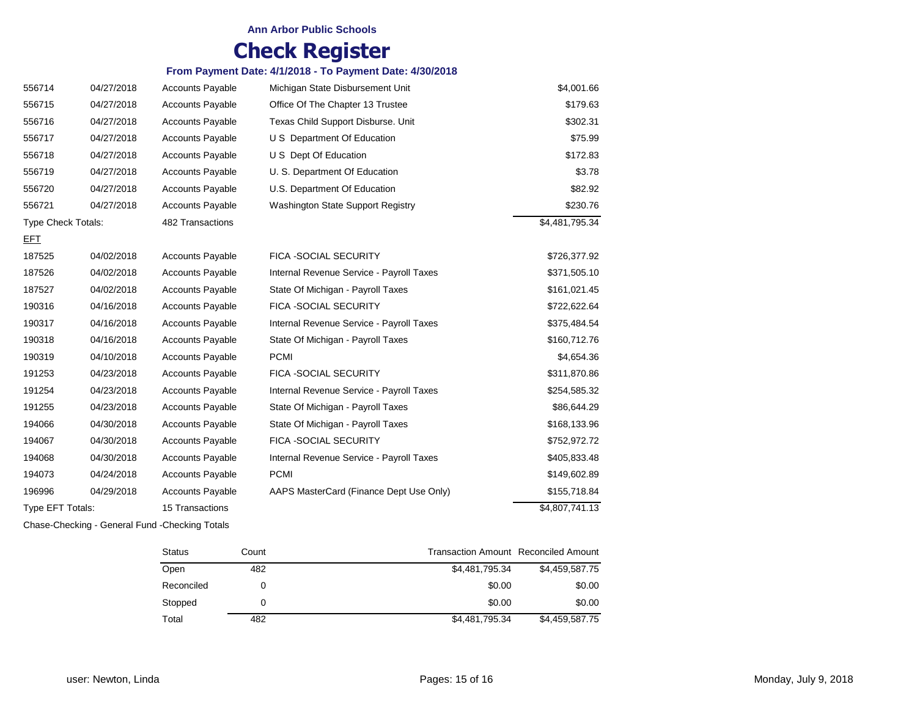**Ann Arbor Public Schools**

# Check Register

**From Payment Date: 4/1/2018 - To Payment Date: 4/30/2018**

| | | | | |
|---|---|---|---|---|
| 556714 | 04/27/2018 | Accounts Payable | Michigan State Disbursement Unit | $4,001.66 |
| 556715 | 04/27/2018 | Accounts Payable | Office Of The Chapter 13 Trustee | $179.63 |
| 556716 | 04/27/2018 | Accounts Payable | Texas Child Support Disburse. Unit | $302.31 |
| 556717 | 04/27/2018 | Accounts Payable | U S Department Of Education | $75.99 |
| 556718 | 04/27/2018 | Accounts Payable | U S Dept Of Education | $172.83 |
| 556719 | 04/27/2018 | Accounts Payable | U. S. Department Of Education | $3.78 |
| 556720 | 04/27/2018 | Accounts Payable | U.S. Department Of Education | $82.92 |
| 556721 | 04/27/2018 | Accounts Payable | Washington State Support Registry | $230.76 |
| Type Check Totals: | | 482 Transactions | | $4,481,795.34 |
| EFT | | | | |
| 187525 | 04/02/2018 | Accounts Payable | FICA -SOCIAL SECURITY | $726,377.92 |
| 187526 | 04/02/2018 | Accounts Payable | Internal Revenue Service - Payroll Taxes | $371,505.10 |
| 187527 | 04/02/2018 | Accounts Payable | State Of Michigan - Payroll Taxes | $161,021.45 |
| 190316 | 04/16/2018 | Accounts Payable | FICA -SOCIAL SECURITY | $722,622.64 |
| 190317 | 04/16/2018 | Accounts Payable | Internal Revenue Service - Payroll Taxes | $375,484.54 |
| 190318 | 04/16/2018 | Accounts Payable | State Of Michigan - Payroll Taxes | $160,712.76 |
| 190319 | 04/10/2018 | Accounts Payable | PCMI | $4,654.36 |
| 191253 | 04/23/2018 | Accounts Payable | FICA -SOCIAL SECURITY | $311,870.86 |
| 191254 | 04/23/2018 | Accounts Payable | Internal Revenue Service - Payroll Taxes | $254,585.32 |
| 191255 | 04/23/2018 | Accounts Payable | State Of Michigan - Payroll Taxes | $86,644.29 |
| 194066 | 04/30/2018 | Accounts Payable | State Of Michigan - Payroll Taxes | $168,133.96 |
| 194067 | 04/30/2018 | Accounts Payable | FICA -SOCIAL SECURITY | $752,972.72 |
| 194068 | 04/30/2018 | Accounts Payable | Internal Revenue Service - Payroll Taxes | $405,833.48 |
| 194073 | 04/24/2018 | Accounts Payable | PCMI | $149,602.89 |
| 196996 | 04/29/2018 | Accounts Payable | AAPS MasterCard (Finance Dept Use Only) | $155,718.84 |
| Type EFT Totals: | | 15 Transactions | | $4,807,741.13 |

Chase-Checking - General Fund -Checking Totals

| Status | Count | Transaction Amount | Reconciled Amount |
|---|---|---|---|
| Open | 482 | $4,481,795.34 | $4,459,587.75 |
| Reconciled | 0 | $0.00 | $0.00 |
| Stopped | 0 | $0.00 | $0.00 |
| Total | 482 | $4,481,795.34 | $4,459,587.75 |

user: Newton, Linda

Monday, July 9, 2018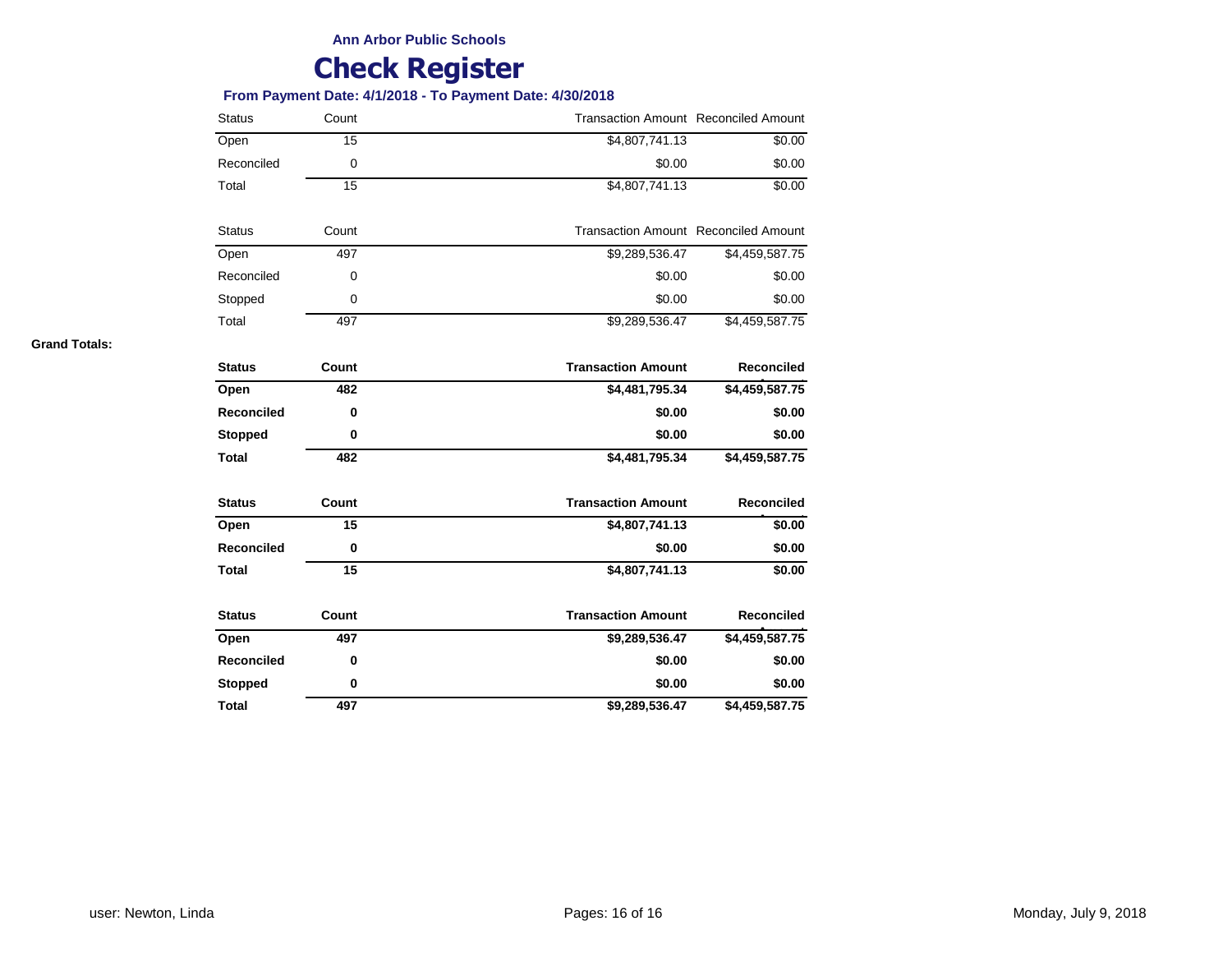**Ann Arbor Public Schools**

# Check Register

**From Payment Date: 4/1/2018 - To Payment Date: 4/30/2018**

| Status | Count | Transaction Amount | Reconciled Amount |
|---|---|---|---|
| Open | 15 | $4,807,741.13 | $0.00 |
| Reconciled | 0 | $0.00 | $0.00 |
| Total | 15 | $4,807,741.13 | $0.00 |

| Status | Count | Transaction Amount | Reconciled Amount |
|---|---|---|---|
| Open | 497 | $9,289,536.47 | $4,459,587.75 |
| Reconciled | 0 | $0.00 | $0.00 |
| Stopped | 0 | $0.00 | $0.00 |
| Total | 497 | $9,289,536.47 | $4,459,587.75 |

**Grand Totals:**

| **Status** | **Count** | **Transaction Amount** | **Reconciled** |
|---|---|---|---|
| **Open** | **482** | **$4,481,795.34** | **$4,459,587.75** |
| **Reconciled** | **0** | **$0.00** | **$0.00** |
| **Stopped** | **0** | **$0.00** | **$0.00** |
| **Total** | **482** | **$4,481,795.34** | **$4,459,587.75** |

| **Status** | **Count** | **Transaction Amount** | **Reconciled** |
|---|---|---|---|
| **Open** | **15** | **$4,807,741.13** | **$0.00** |
| **Reconciled** | **0** | **$0.00** | **$0.00** |
| **Total** | **15** | **$4,807,741.13** | **$0.00** |

| **Status** | **Count** | **Transaction Amount** | **Reconciled** |
|---|---|---|---|
| **Open** | **497** | **$9,289,536.47** | **$4,459,587.75** |
| **Reconciled** | **0** | **$0.00** | **$0.00** |
| **Stopped** | **0** | **$0.00** | **$0.00** |
| **Total** | **497** | **$9,289,536.47** | **$4,459,587.75** |

user: Newton, Linda

Monday, July 9, 2018